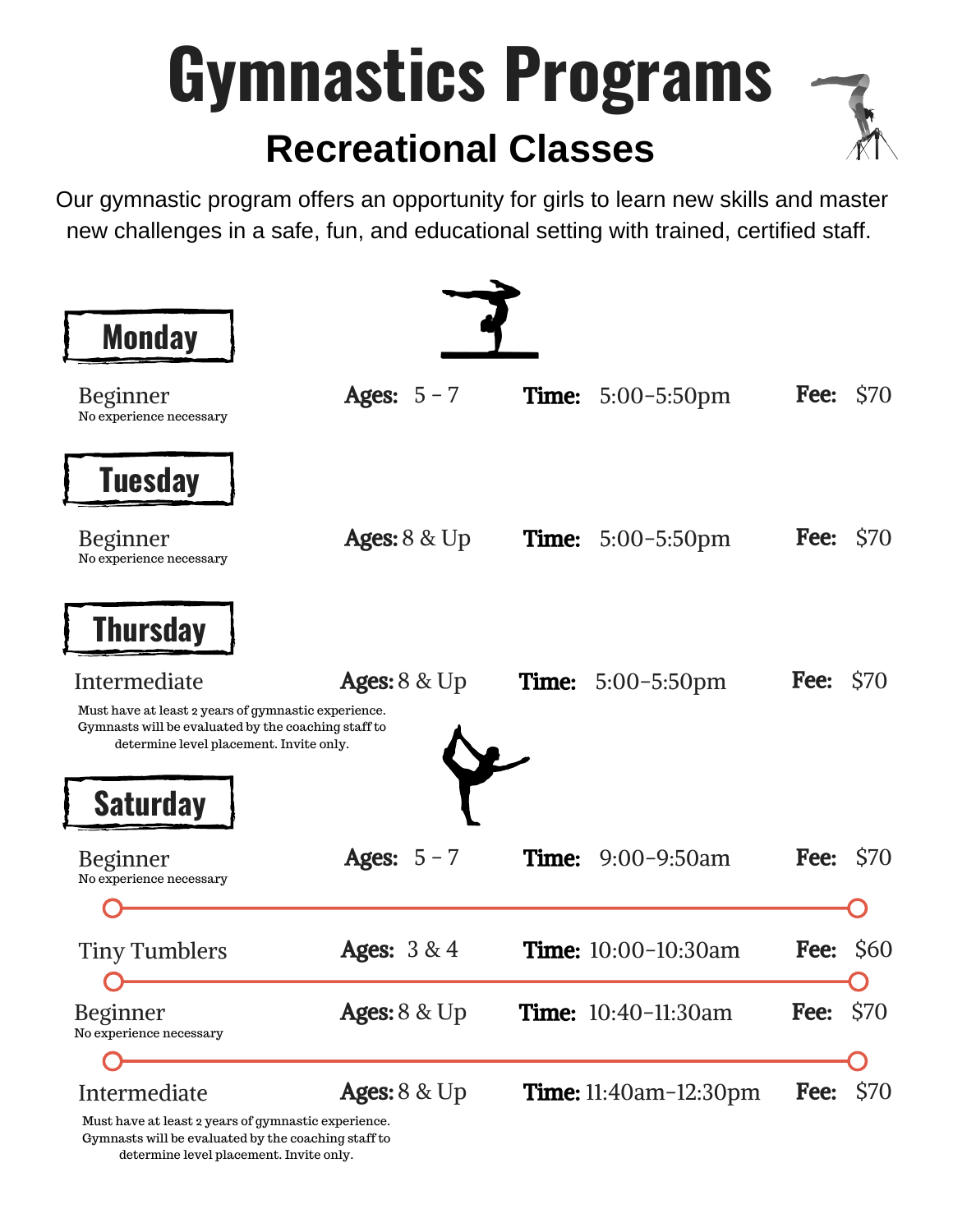# Gymnastics Programs

## Recreational Classes

Our gymnastic program offers an opportunity for girls to learn new skills and master new challenges in a safe, fun, and educational setting with trained, certified staff.

### Monday

Beginner
No experience necessary

**Ages:** 5 – 7 **Time:** 5:00–5:50pm **Fee:** $70

### Tuesday

Beginner
No experience necessary

**Ages:** 8 & Up **Time:** 5:00–5:50pm **Fee:** $70

### Thursday

Intermediate
Must have at least 2 years of gymnastic experience. Gymnasts will be evaluated by the coaching staff to determine level placement. Invite only.

**Ages:** 8 & Up **Time:** 5:00–5:50pm **Fee:** $70

### Saturday

Beginner
No experience necessary

**Ages:** 5 – 7 **Time:** 9:00–9:50am **Fee:** $70

Tiny Tumblers

**Ages:** 3 & 4 **Time:** 10:00–10:30am **Fee:** $60

Beginner
No experience necessary

**Ages:** 8 & Up **Time:** 10:40–11:30am **Fee:** $70

Intermediate
Must have at least 2 years of gymnastic experience. Gymnasts will be evaluated by the coaching staff to determine level placement. Invite only.

**Ages:** 8 & Up **Time:** 11:40am–12:30pm **Fee:** $70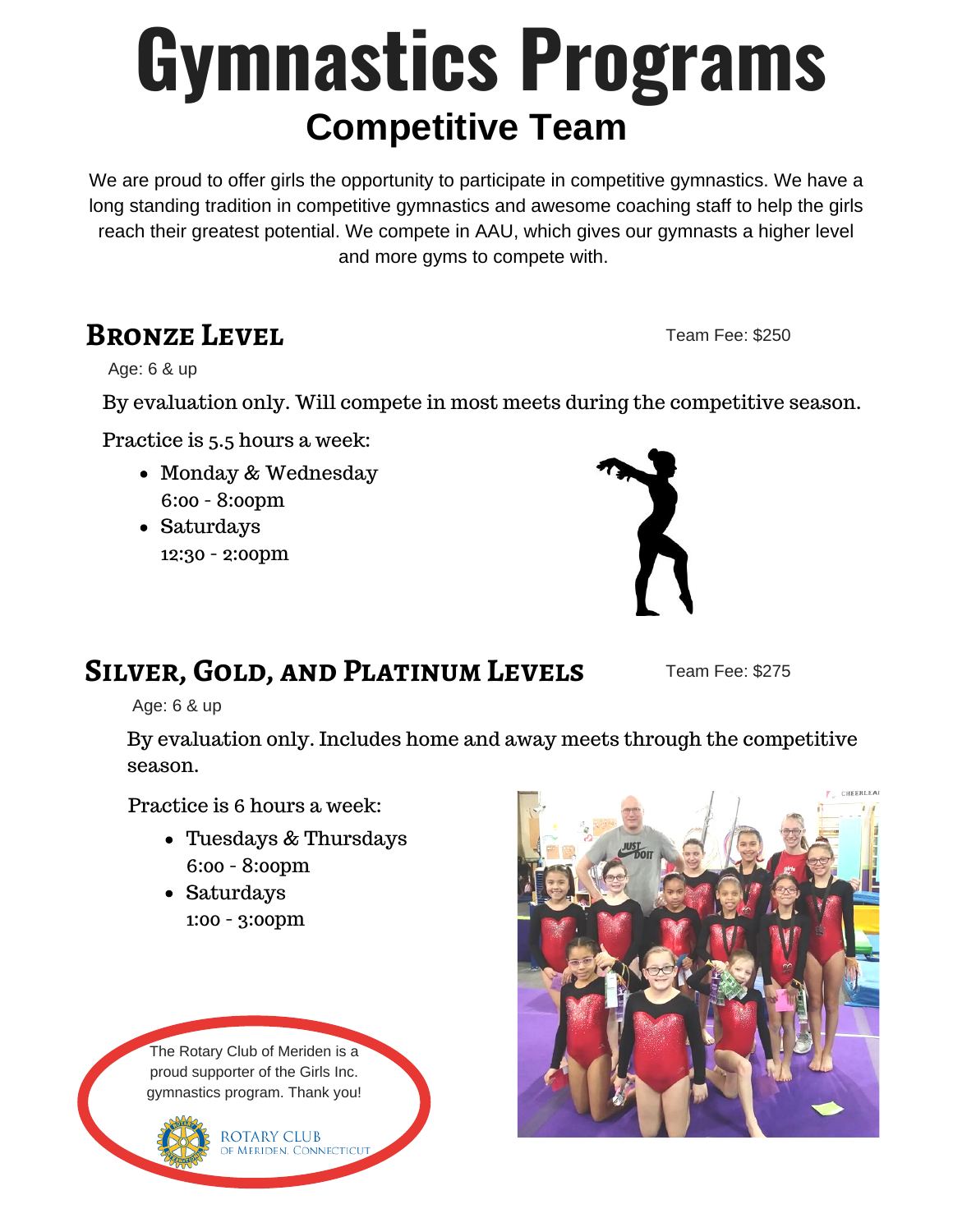# Gymnastics Programs

## Competitive Team

We are proud to offer girls the opportunity to participate in competitive gymnastics. We have a long standing tradition in competitive gymnastics and awesome coaching staff to help the girls reach their greatest potential. We compete in AAU, which gives our gymnasts a higher level and more gyms to compete with.

### Bronze Level

Team Fee: $250

Age: 6 & up

By evaluation only. Will compete in most meets during the competitive season.

Practice is 5.5 hours a week:

- Monday & Wednesday 6:00 - 8:00pm
- Saturdays 12:30 - 2:00pm

### Silver, Gold, and Platinum Levels

Team Fee: $275

Age: 6 & up

By evaluation only. Includes home and away meets through the competitive season.

Practice is 6 hours a week:

- Tuesdays & Thursdays 6:00 - 8:00pm
- Saturdays 1:00 - 3:00pm

The Rotary Club of Meriden is a proud supporter of the Girls Inc. gymnastics program. Thank you!

ROTARY CLUB OF MERIDEN, CONNECTICUT